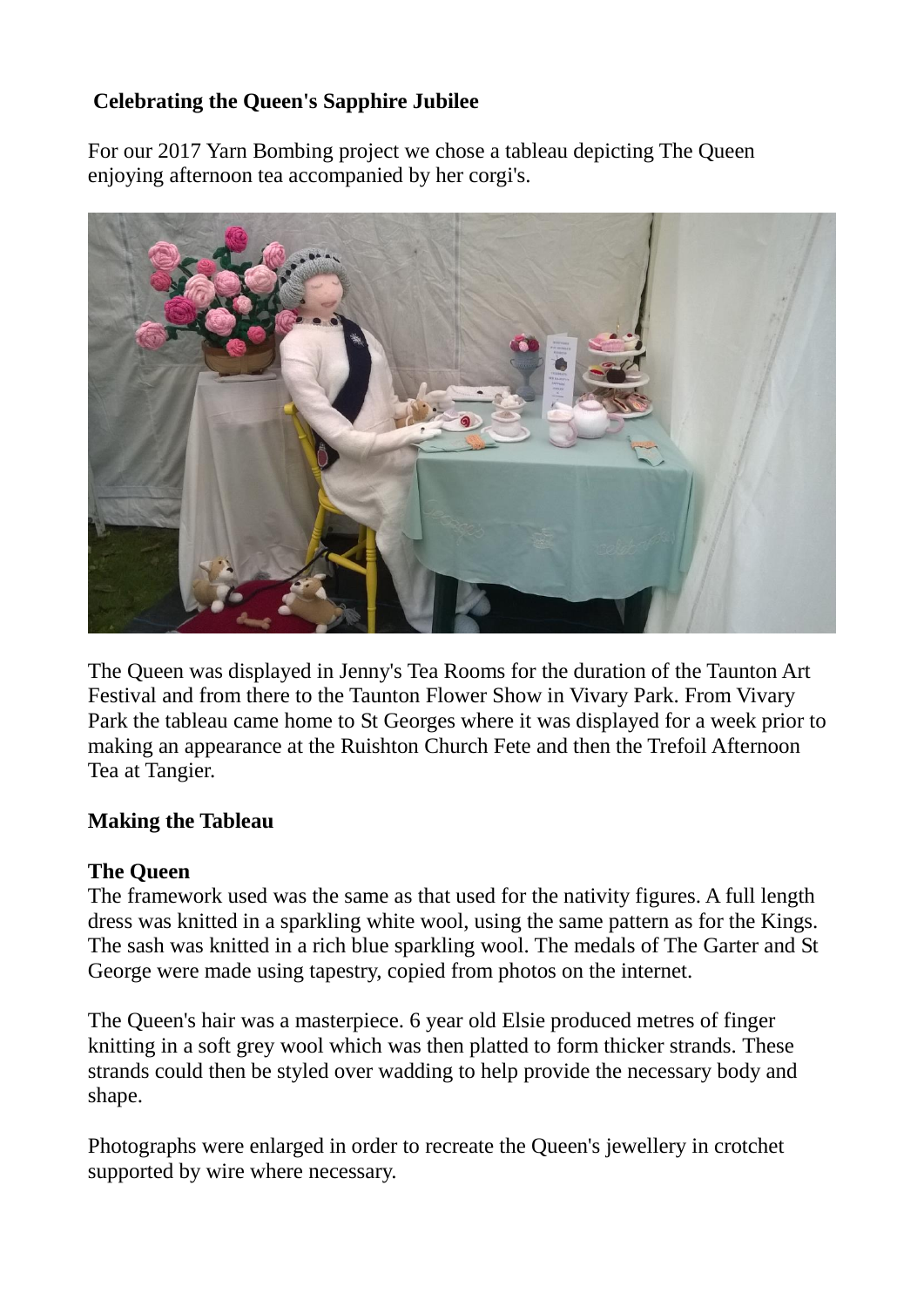**Celebrating the Queen's Sapphire Jubilee**

For our 2017 Yarn Bombing project we chose a tableau depicting The Queen enjoying afternoon tea accompanied by her corgi's.

The Queen was displayed in Jenny's Tea Rooms for the duration of the Taunton Art Festival and from there to the Taunton Flower Show in Vivary Park. From Vivary Park the tableau came home to St Georges where it was displayed for a week prior to making an appearance at the Ruishton Church Fete and then the Trefoil Afternoon Tea at Tangier.

**Making the Tableau**

**The Queen**

The framework used was the same as that used for the nativity figures. A full length dress was knitted in a sparkling white wool, using the same pattern as for the Kings. The sash was knitted in a rich blue sparkling wool. The medals of The Garter and St George were made using tapestry, copied from photos on the internet.

The Queen's hair was a masterpiece. 6 year old Elsie produced metres of finger knitting in a soft grey wool which was then platted to form thicker strands. These strands could then be styled over wadding to help provide the necessary body and shape.

Photographs were enlarged in order to recreate the Queen's jewellery in crotchet supported by wire where necessary.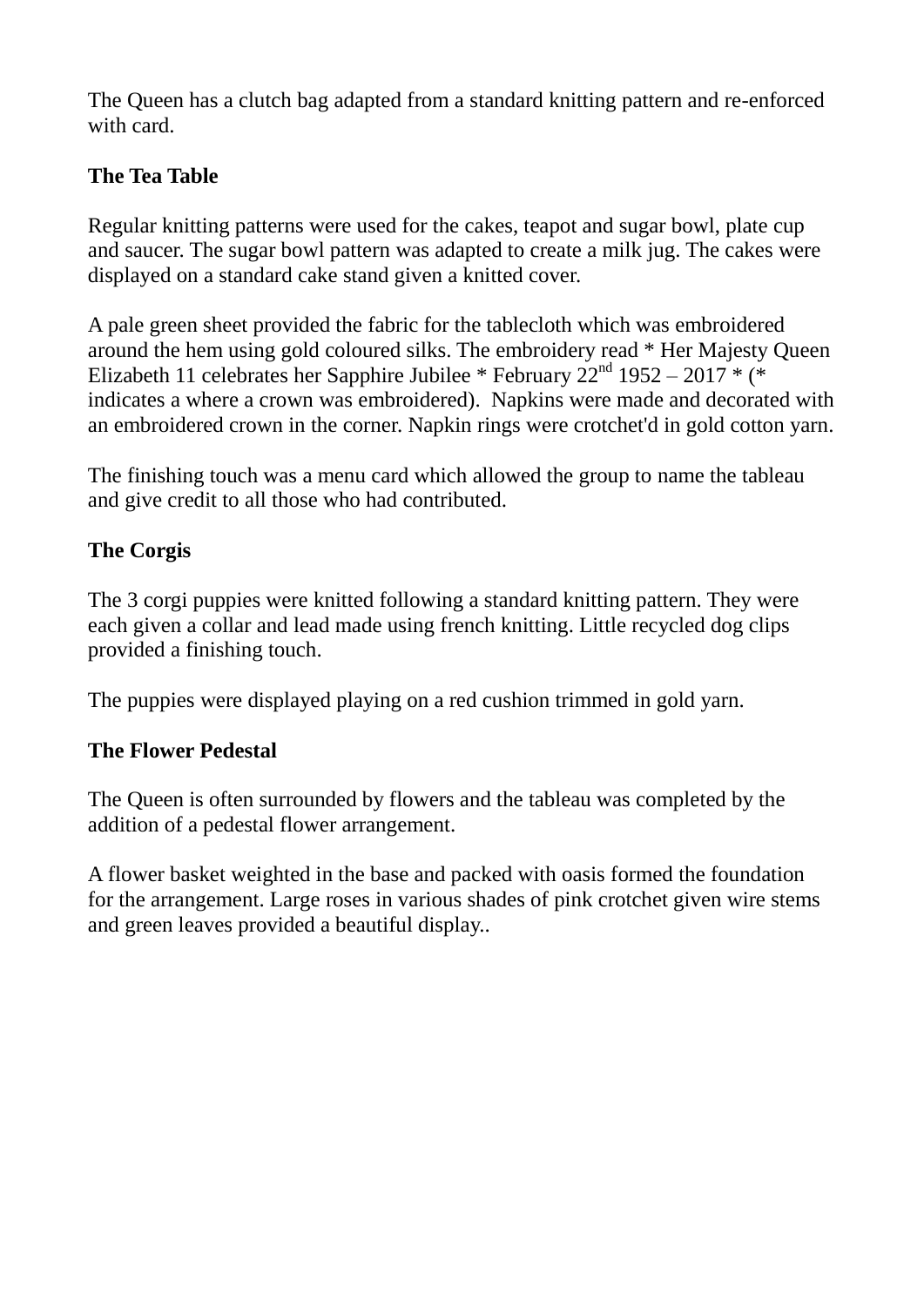The Queen has a clutch bag adapted from a standard knitting pattern and re-enforced with card.

**The Tea Table**

Regular knitting patterns were used for the cakes, teapot and sugar bowl, plate cup and saucer. The sugar bowl pattern was adapted to create a milk jug. The cakes were displayed on a standard cake stand given a knitted cover.

A pale green sheet provided the fabric for the tablecloth which was embroidered around the hem using gold coloured silks. The embroidery read * Her Majesty Queen Elizabeth 11 celebrates her Sapphire Jubilee * February 22nd 1952 – 2017 * (* indicates a where a crown was embroidered). Napkins were made and decorated with an embroidered crown in the corner. Napkin rings were crotchet'd in gold cotton yarn.

The finishing touch was a menu card which allowed the group to name the tableau and give credit to all those who had contributed.

**The Corgis**

The 3 corgi puppies were knitted following a standard knitting pattern. They were each given a collar and lead made using french knitting. Little recycled dog clips provided a finishing touch.

The puppies were displayed playing on a red cushion trimmed in gold yarn.

**The Flower Pedestal**

The Queen is often surrounded by flowers and the tableau was completed by the addition of a pedestal flower arrangement.

A flower basket weighted in the base and packed with oasis formed the foundation for the arrangement. Large roses in various shades of pink crotchet given wire stems and green leaves provided a beautiful display..